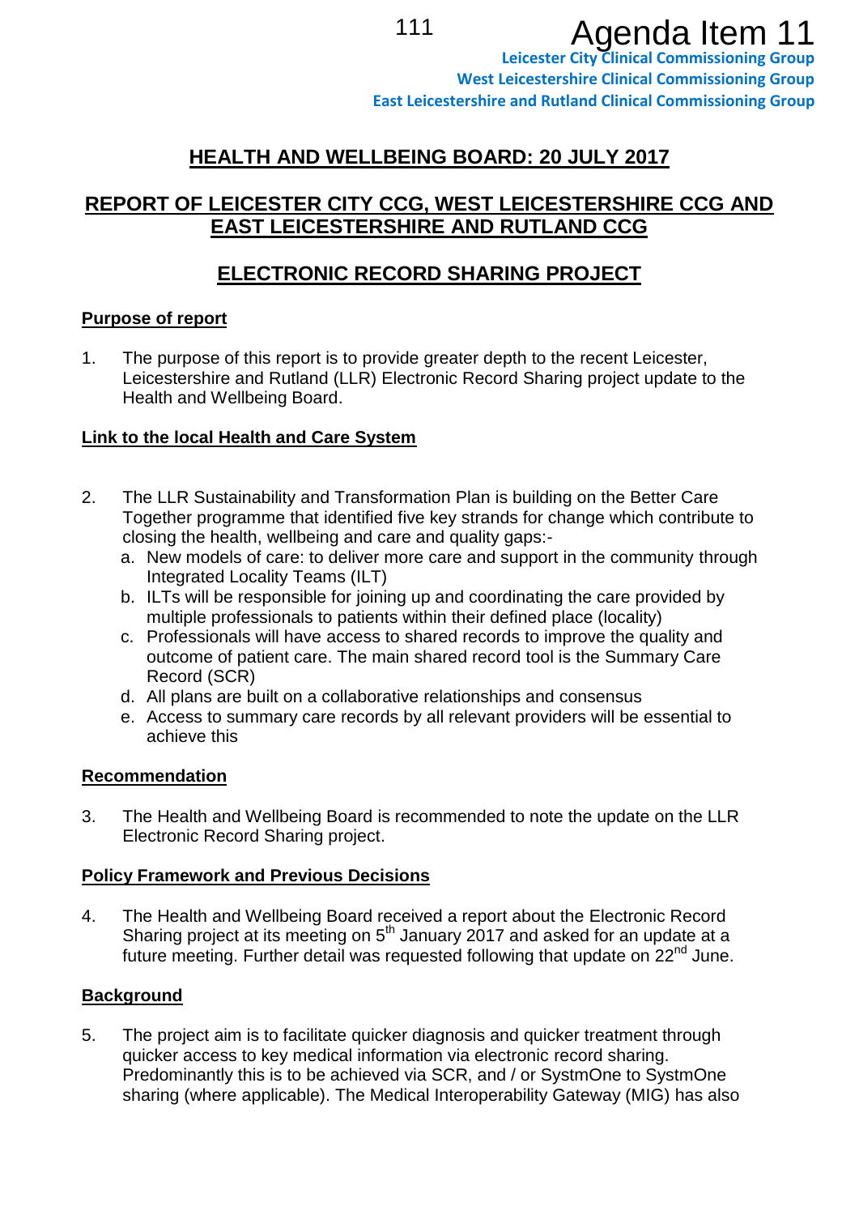Agenda Item 11

**Leicester City Clinical Commissioning Group**
**West Leicestershire Clinical Commissioning Group**
**East Leicestershire and Rutland Clinical Commissioning Group**

# HEALTH AND WELLBEING BOARD: 20 JULY 2017

## REPORT OF LEICESTER CITY CCG, WEST LEICESTERSHIRE CCG AND EAST LEICESTERSHIRE AND RUTLAND CCG

## ELECTRONIC RECORD SHARING PROJECT

### Purpose of report

1. The purpose of this report is to provide greater depth to the recent Leicester, Leicestershire and Rutland (LLR) Electronic Record Sharing project update to the Health and Wellbeing Board.

### Link to the local Health and Care System

2. The LLR Sustainability and Transformation Plan is building on the Better Care Together programme that identified five key strands for change which contribute to closing the health, wellbeing and care and quality gaps:-
   a. New models of care: to deliver more care and support in the community through Integrated Locality Teams (ILT)
   b. ILTs will be responsible for joining up and coordinating the care provided by multiple professionals to patients within their defined place (locality)
   c. Professionals will have access to shared records to improve the quality and outcome of patient care. The main shared record tool is the Summary Care Record (SCR)
   d. All plans are built on a collaborative relationships and consensus
   e. Access to summary care records by all relevant providers will be essential to achieve this

### Recommendation

3. The Health and Wellbeing Board is recommended to note the update on the LLR Electronic Record Sharing project.

### Policy Framework and Previous Decisions

4. The Health and Wellbeing Board received a report about the Electronic Record Sharing project at its meeting on 5th January 2017 and asked for an update at a future meeting. Further detail was requested following that update on 22nd June.

### Background

5. The project aim is to facilitate quicker diagnosis and quicker treatment through quicker access to key medical information via electronic record sharing. Predominantly this is to be achieved via SCR, and / or SystmOne to SystmOne sharing (where applicable). The Medical Interoperability Gateway (MIG) has also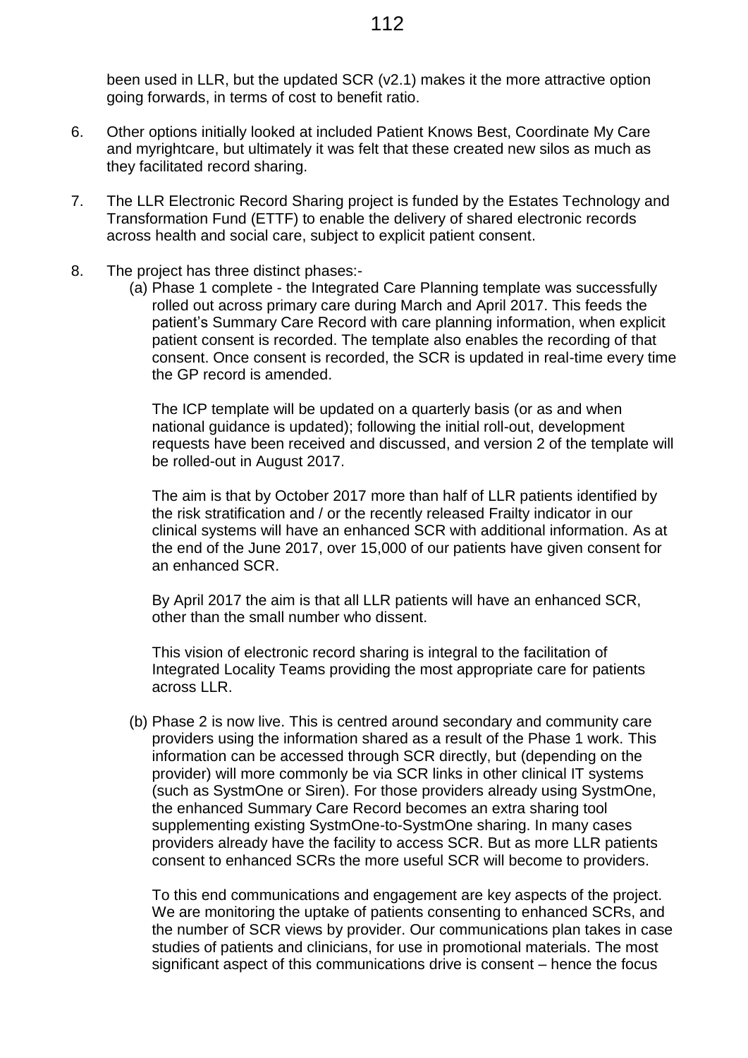been used in LLR, but the updated SCR (v2.1) makes it the more attractive option going forwards, in terms of cost to benefit ratio.

6. Other options initially looked at included Patient Knows Best, Coordinate My Care and myrightcare, but ultimately it was felt that these created new silos as much as they facilitated record sharing.

7. The LLR Electronic Record Sharing project is funded by the Estates Technology and Transformation Fund (ETTF) to enable the delivery of shared electronic records across health and social care, subject to explicit patient consent.

8. The project has three distinct phases:-

   (a) Phase 1 complete - the Integrated Care Planning template was successfully rolled out across primary care during March and April 2017. This feeds the patient's Summary Care Record with care planning information, when explicit patient consent is recorded. The template also enables the recording of that consent. Once consent is recorded, the SCR is updated in real-time every time the GP record is amended.

   The ICP template will be updated on a quarterly basis (or as and when national guidance is updated); following the initial roll-out, development requests have been received and discussed, and version 2 of the template will be rolled-out in August 2017.

   The aim is that by October 2017 more than half of LLR patients identified by the risk stratification and / or the recently released Frailty indicator in our clinical systems will have an enhanced SCR with additional information. As at the end of the June 2017, over 15,000 of our patients have given consent for an enhanced SCR.

   By April 2017 the aim is that all LLR patients will have an enhanced SCR, other than the small number who dissent.

   This vision of electronic record sharing is integral to the facilitation of Integrated Locality Teams providing the most appropriate care for patients across LLR.

   (b) Phase 2 is now live. This is centred around secondary and community care providers using the information shared as a result of the Phase 1 work. This information can be accessed through SCR directly, but (depending on the provider) will more commonly be via SCR links in other clinical IT systems (such as SystmOne or Siren). For those providers already using SystmOne, the enhanced Summary Care Record becomes an extra sharing tool supplementing existing SystmOne-to-SystmOne sharing. In many cases providers already have the facility to access SCR. But as more LLR patients consent to enhanced SCRs the more useful SCR will become to providers.

   To this end communications and engagement are key aspects of the project. We are monitoring the uptake of patients consenting to enhanced SCRs, and the number of SCR views by provider. Our communications plan takes in case studies of patients and clinicians, for use in promotional materials. The most significant aspect of this communications drive is consent – hence the focus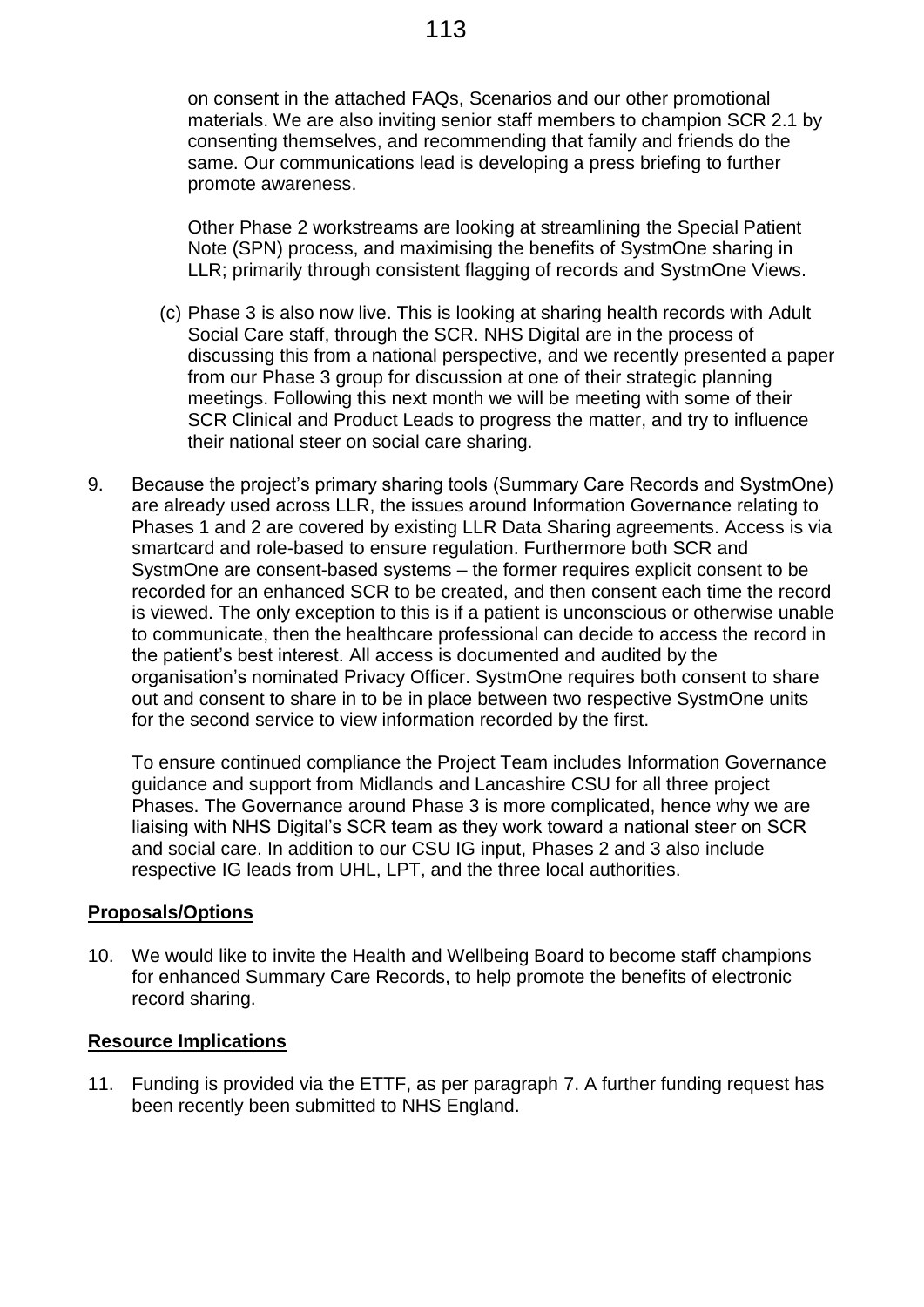on consent in the attached FAQs, Scenarios and our other promotional materials. We are also inviting senior staff members to champion SCR 2.1 by consenting themselves, and recommending that family and friends do the same. Our communications lead is developing a press briefing to further promote awareness.

Other Phase 2 workstreams are looking at streamlining the Special Patient Note (SPN) process, and maximising the benefits of SystmOne sharing in LLR; primarily through consistent flagging of records and SystmOne Views.

(c) Phase 3 is also now live. This is looking at sharing health records with Adult Social Care staff, through the SCR. NHS Digital are in the process of discussing this from a national perspective, and we recently presented a paper from our Phase 3 group for discussion at one of their strategic planning meetings. Following this next month we will be meeting with some of their SCR Clinical and Product Leads to progress the matter, and try to influence their national steer on social care sharing.

9. Because the project's primary sharing tools (Summary Care Records and SystmOne) are already used across LLR, the issues around Information Governance relating to Phases 1 and 2 are covered by existing LLR Data Sharing agreements. Access is via smartcard and role-based to ensure regulation. Furthermore both SCR and SystmOne are consent-based systems – the former requires explicit consent to be recorded for an enhanced SCR to be created, and then consent each time the record is viewed. The only exception to this is if a patient is unconscious or otherwise unable to communicate, then the healthcare professional can decide to access the record in the patient's best interest. All access is documented and audited by the organisation's nominated Privacy Officer. SystmOne requires both consent to share out and consent to share in to be in place between two respective SystmOne units for the second service to view information recorded by the first.

   To ensure continued compliance the Project Team includes Information Governance guidance and support from Midlands and Lancashire CSU for all three project Phases. The Governance around Phase 3 is more complicated, hence why we are liaising with NHS Digital's SCR team as they work toward a national steer on SCR and social care. In addition to our CSU IG input, Phases 2 and 3 also include respective IG leads from UHL, LPT, and the three local authorities.

**Proposals/Options**

10. We would like to invite the Health and Wellbeing Board to become staff champions for enhanced Summary Care Records, to help promote the benefits of electronic record sharing.

**Resource Implications**

11. Funding is provided via the ETTF, as per paragraph 7. A further funding request has been recently been submitted to NHS England.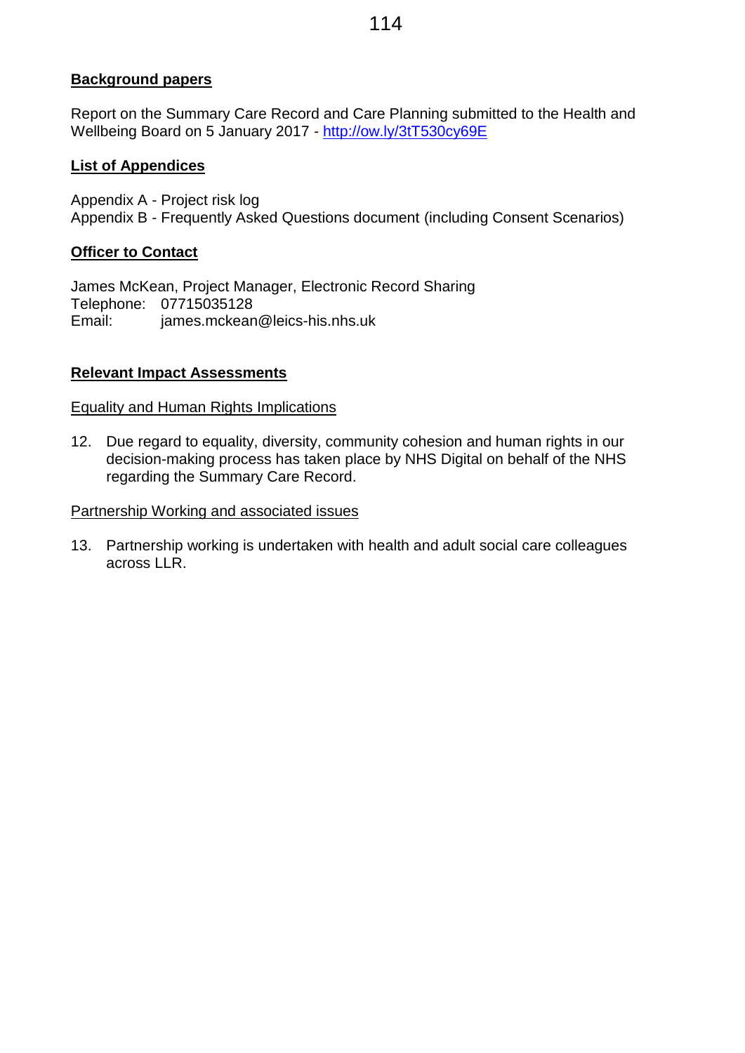**Background papers**

Report on the Summary Care Record and Care Planning submitted to the Health and Wellbeing Board on 5 January 2017 - http://ow.ly/3tT530cy69E

**List of Appendices**

Appendix A - Project risk log
Appendix B - Frequently Asked Questions document (including Consent Scenarios)

**Officer to Contact**

James McKean, Project Manager, Electronic Record Sharing
Telephone: 07715035128
Email: james.mckean@leics-his.nhs.uk

**Relevant Impact Assessments**

Equality and Human Rights Implications

12. Due regard to equality, diversity, community cohesion and human rights in our decision-making process has taken place by NHS Digital on behalf of the NHS regarding the Summary Care Record.

Partnership Working and associated issues

13. Partnership working is undertaken with health and adult social care colleagues across LLR.